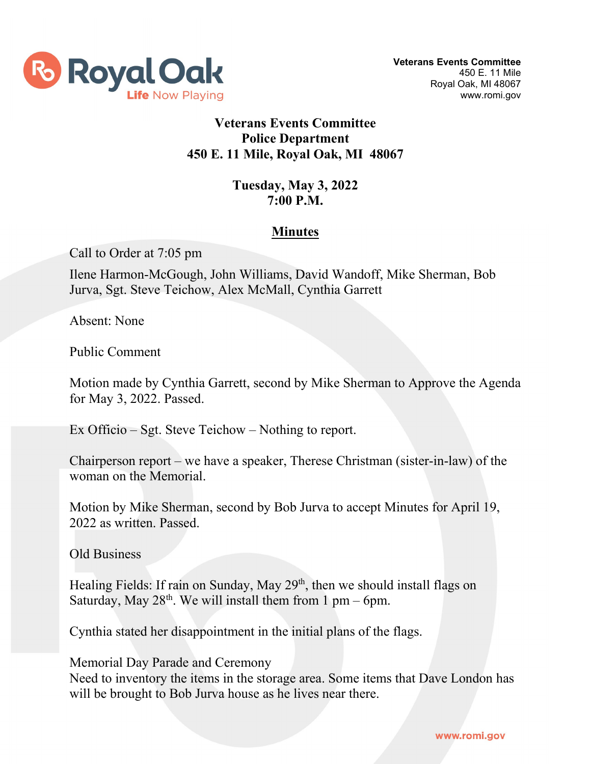**Veterans Events Committee**
450 E. 11 Mile
Royal Oak, MI 48067
www.romi.gov

# Veterans Events Committee
## Police Department
## 450 E. 11 Mile, Royal Oak, MI 48067

**Tuesday, May 3, 2022**
**7:00 P.M.**

## Minutes

Call to Order at 7:05 pm

Ilene Harmon-McGough, John Williams, David Wandoff, Mike Sherman, Bob Jurva, Sgt. Steve Teichow, Alex McMall, Cynthia Garrett

Absent: None

Public Comment

Motion made by Cynthia Garrett, second by Mike Sherman to Approve the Agenda for May 3, 2022. Passed.

Ex Officio – Sgt. Steve Teichow – Nothing to report.

Chairperson report – we have a speaker, Therese Christman (sister-in-law) of the woman on the Memorial.

Motion by Mike Sherman, second by Bob Jurva to accept Minutes for April 19, 2022 as written. Passed.

Old Business

Healing Fields: If rain on Sunday, May 29th, then we should install flags on Saturday, May 28th. We will install them from 1 pm – 6pm.

Cynthia stated her disappointment in the initial plans of the flags.

Memorial Day Parade and Ceremony
Need to inventory the items in the storage area. Some items that Dave London has will be brought to Bob Jurva house as he lives near there.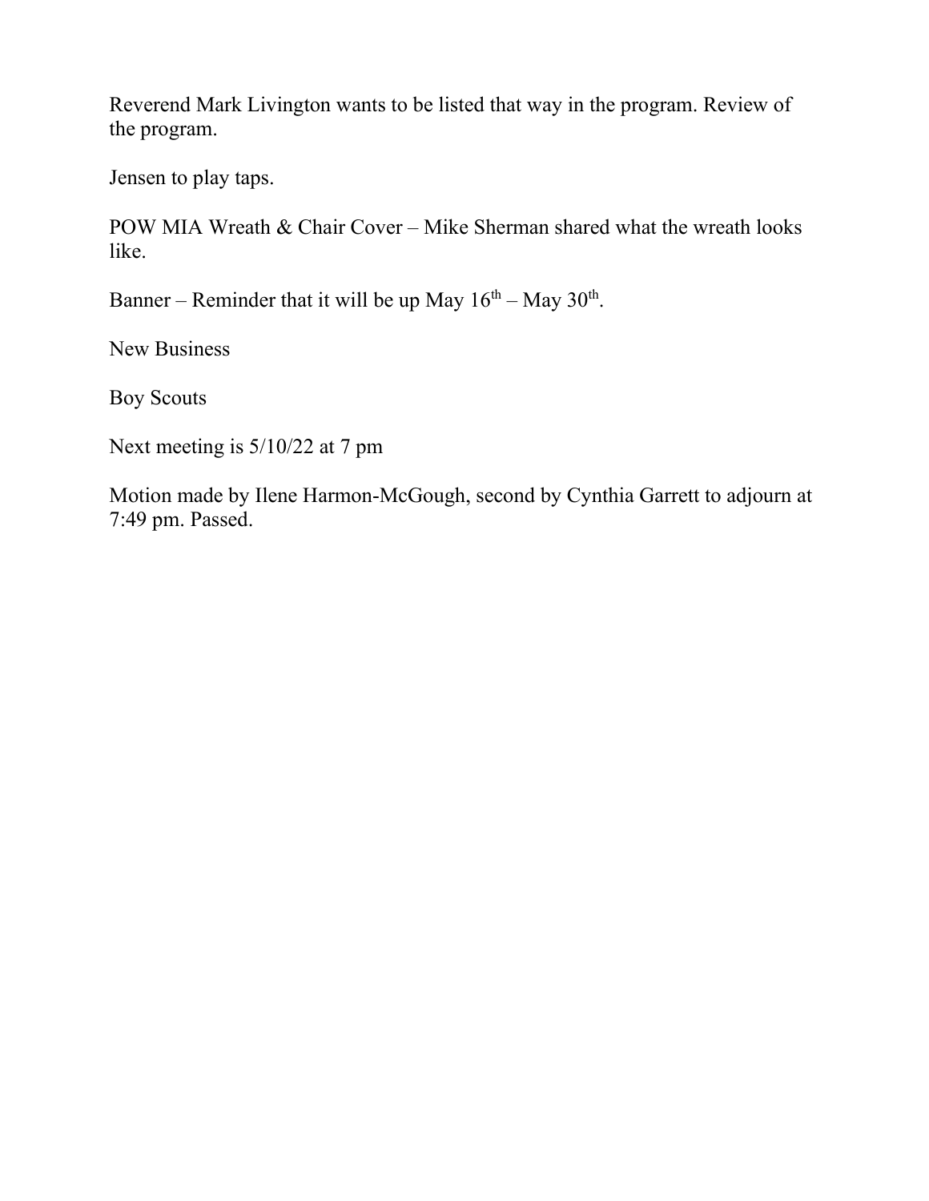Reverend Mark Livington wants to be listed that way in the program. Review of the program.

Jensen to play taps.

POW MIA Wreath & Chair Cover – Mike Sherman shared what the wreath looks like.

Banner – Reminder that it will be up May 16th – May 30th.

New Business

Boy Scouts

Next meeting is 5/10/22 at 7 pm

Motion made by Ilene Harmon-McGough, second by Cynthia Garrett to adjourn at 7:49 pm. Passed.